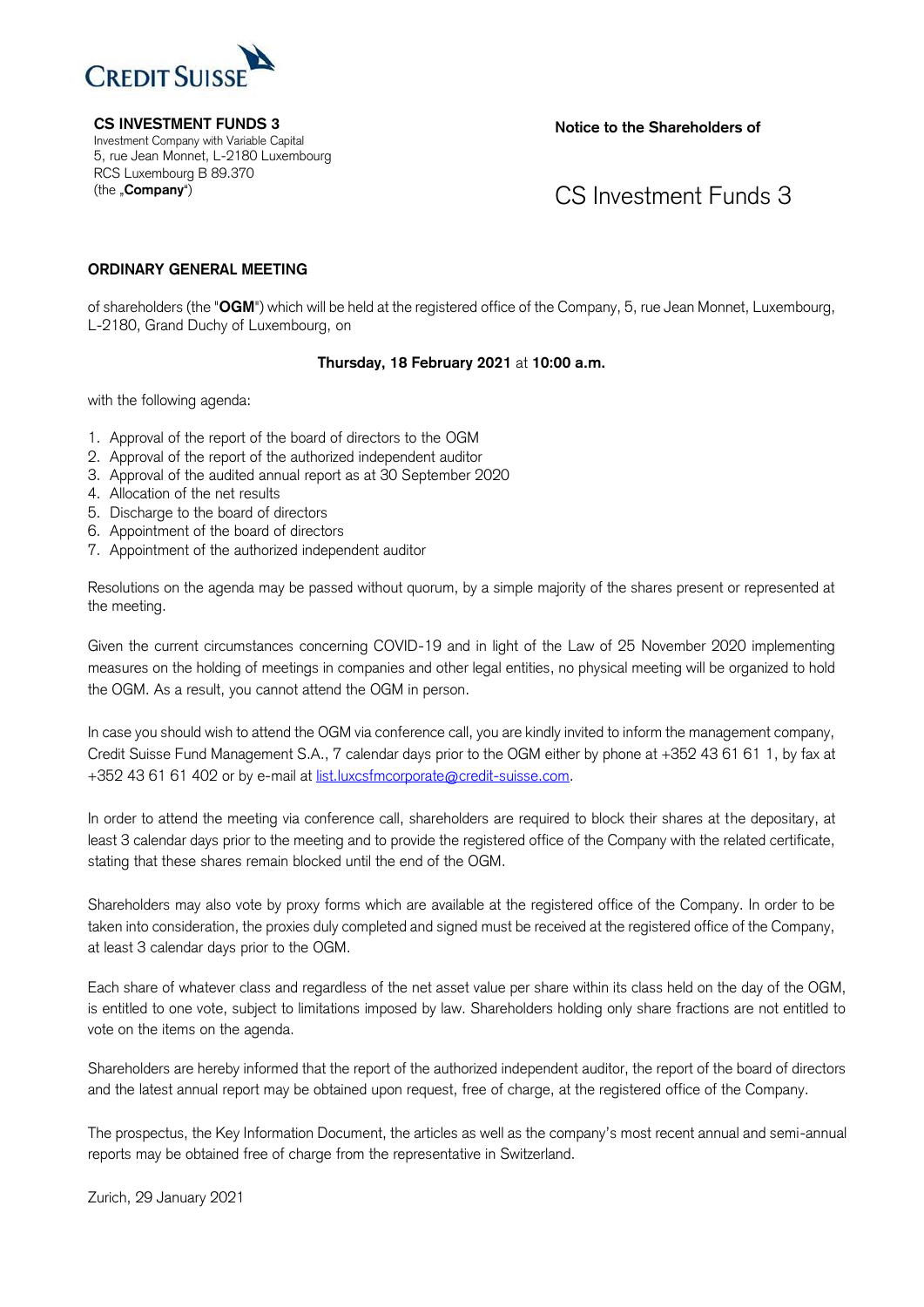CREDIT SUISSE

**CS INVESTMENT FUNDS 3**
Investment Company with Variable Capital
5, rue Jean Monnet, L-2180 Luxembourg
RCS Luxembourg B 89.370
(the „**Company**")

**Notice to the Shareholders of**

# CS Investment Funds 3

## ORDINARY GENERAL MEETING

of shareholders (the "**OGM**") which will be held at the registered office of the Company, 5, rue Jean Monnet, Luxembourg, L-2180, Grand Duchy of Luxembourg, on

**Thursday, 18 February 2021** at **10:00 a.m.**

with the following agenda:

1. Approval of the report of the board of directors to the OGM
2. Approval of the report of the authorized independent auditor
3. Approval of the audited annual report as at 30 September 2020
4. Allocation of the net results
5. Discharge to the board of directors
6. Appointment of the board of directors
7. Appointment of the authorized independent auditor

Resolutions on the agenda may be passed without quorum, by a simple majority of the shares present or represented at the meeting.

Given the current circumstances concerning COVID-19 and in light of the Law of 25 November 2020 implementing measures on the holding of meetings in companies and other legal entities, no physical meeting will be organized to hold the OGM. As a result, you cannot attend the OGM in person.

In case you should wish to attend the OGM via conference call, you are kindly invited to inform the management company, Credit Suisse Fund Management S.A., 7 calendar days prior to the OGM either by phone at +352 43 61 61 1, by fax at +352 43 61 61 402 or by e-mail at list.luxcsfmcorporate@credit-suisse.com.

In order to attend the meeting via conference call, shareholders are required to block their shares at the depositary, at least 3 calendar days prior to the meeting and to provide the registered office of the Company with the related certificate, stating that these shares remain blocked until the end of the OGM.

Shareholders may also vote by proxy forms which are available at the registered office of the Company. In order to be taken into consideration, the proxies duly completed and signed must be received at the registered office of the Company, at least 3 calendar days prior to the OGM.

Each share of whatever class and regardless of the net asset value per share within its class held on the day of the OGM, is entitled to one vote, subject to limitations imposed by law. Shareholders holding only share fractions are not entitled to vote on the items on the agenda.

Shareholders are hereby informed that the report of the authorized independent auditor, the report of the board of directors and the latest annual report may be obtained upon request, free of charge, at the registered office of the Company.

The prospectus, the Key Information Document, the articles as well as the company's most recent annual and semi-annual reports may be obtained free of charge from the representative in Switzerland.

Zurich, 29 January 2021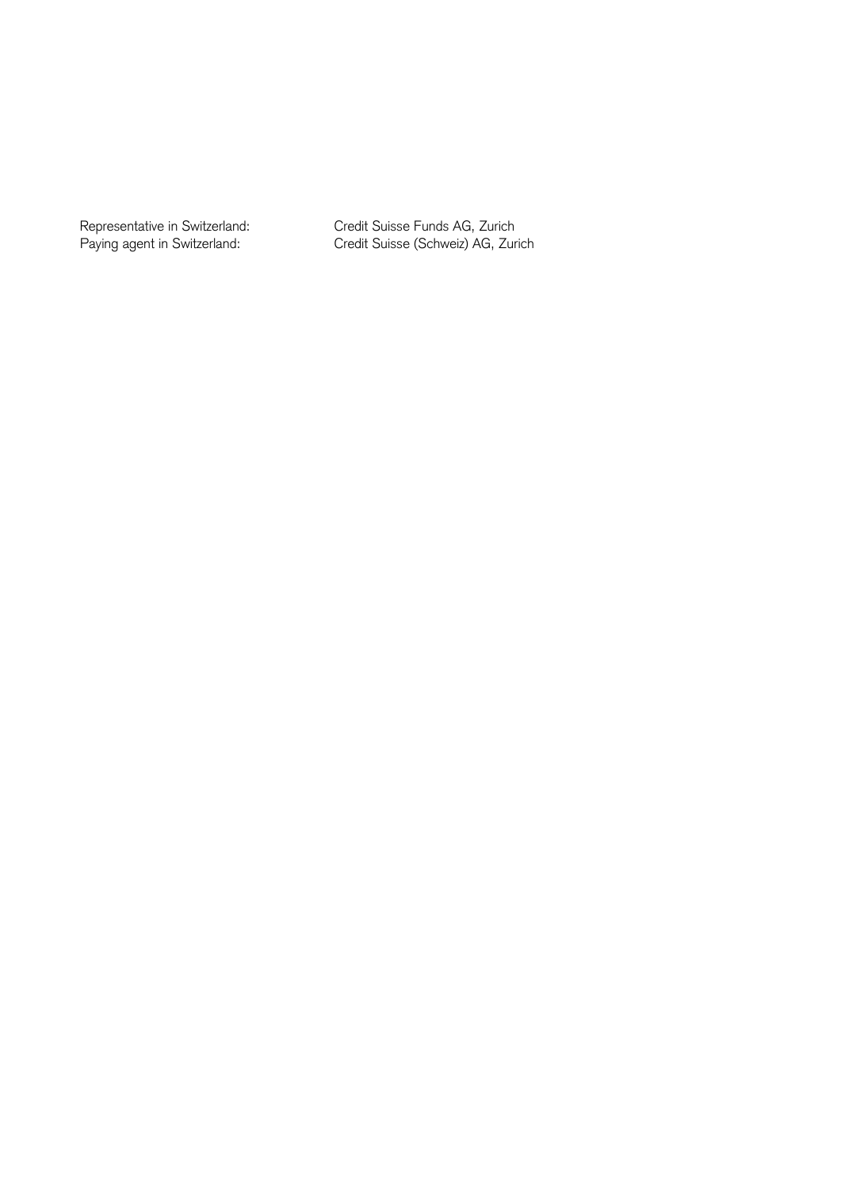| | |
|---|---|
| Representative in Switzerland: | Credit Suisse Funds AG, Zurich |
| Paying agent in Switzerland: | Credit Suisse (Schweiz) AG, Zurich |